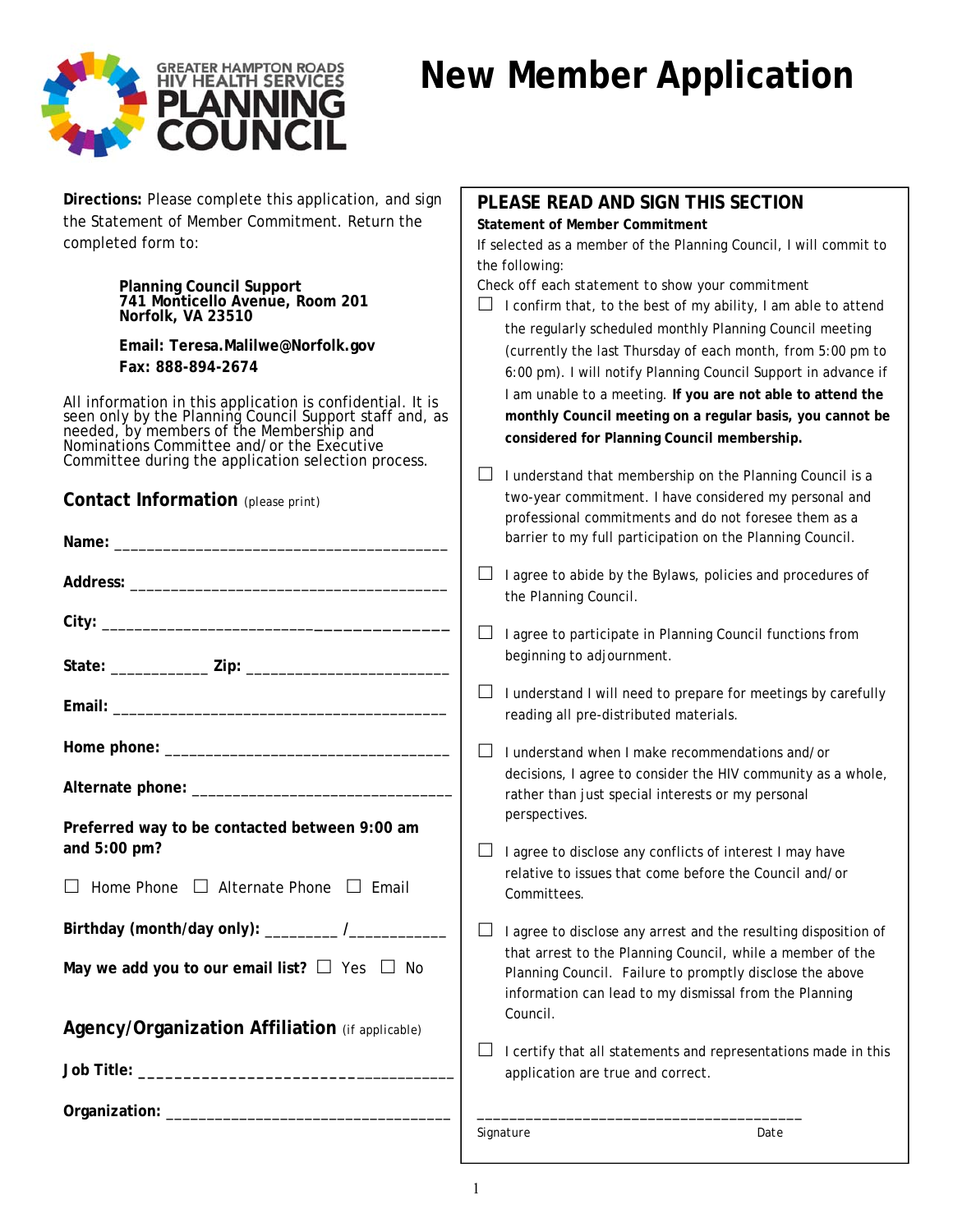GREATER HAMPTON ROADS HIV HEALTH SERVICES PLANNING COUNCIL

# New Member Application

**Directions:** Please complete this application, and sign the Statement of Member Commitment. Return the completed form to:

**Planning Council Support**
**741 Monticello Avenue, Room 201**
**Norfolk, VA 23510**

**Email: Teresa.Malilwe@Norfolk.gov**
**Fax: 888-894-2674**

All information in this application is confidential. It is seen only by the Planning Council Support staff and, as needed, by members of the Membership and Nominations Committee and/or the Executive Committee during the application selection process.

## Contact Information (please print)

**Name:** ________________________________________

**Address:** ______________________________________

**City:** _________________________________________

**State:** ___________ **Zip:** _______________________

**Email:** ________________________________________

**Home phone:** ___________________________________

**Alternate phone:** _______________________________

**Preferred way to be contacted between 9:00 am and 5:00 pm?**

☐ Home Phone ☐ Alternate Phone ☐ Email

**Birthday (month/day only):** ________ /___________

**May we add you to our email list?** ☐ Yes ☐ No

## Agency/Organization Affiliation (if applicable)

**Job Title:** ____________________________________

**Organization:** _________________________________

## PLEASE READ AND SIGN THIS SECTION

**Statement of Member Commitment**

If selected as a member of the Planning Council, I will commit to the following:

Check off each statement to show your commitment

☐ I confirm that, to the best of my ability, I am able to attend the regularly scheduled monthly Planning Council meeting (currently the last Thursday of each month, from 5:00 pm to 6:00 pm). I will notify Planning Council Support in advance if I am unable to a meeting. **If you are not able to attend the monthly Council meeting on a regular basis, you cannot be considered for Planning Council membership.**

☐ I understand that membership on the Planning Council is a two-year commitment. I have considered my personal and professional commitments and do not foresee them as a barrier to my full participation on the Planning Council.

☐ I agree to abide by the Bylaws, policies and procedures of the Planning Council.

☐ I agree to participate in Planning Council functions from beginning to adjournment.

☐ I understand I will need to prepare for meetings by carefully reading all pre-distributed materials.

☐ I understand when I make recommendations and/or decisions, I agree to consider the HIV community as a whole, rather than just special interests or my personal perspectives.

☐ I agree to disclose any conflicts of interest I may have relative to issues that come before the Council and/or Committees.

☐ I agree to disclose any arrest and the resulting disposition of that arrest to the Planning Council, while a member of the Planning Council. Failure to promptly disclose the above information can lead to my dismissal from the Planning Council.

☐ I certify that all statements and representations made in this application are true and correct.

________________________________________

Signature Date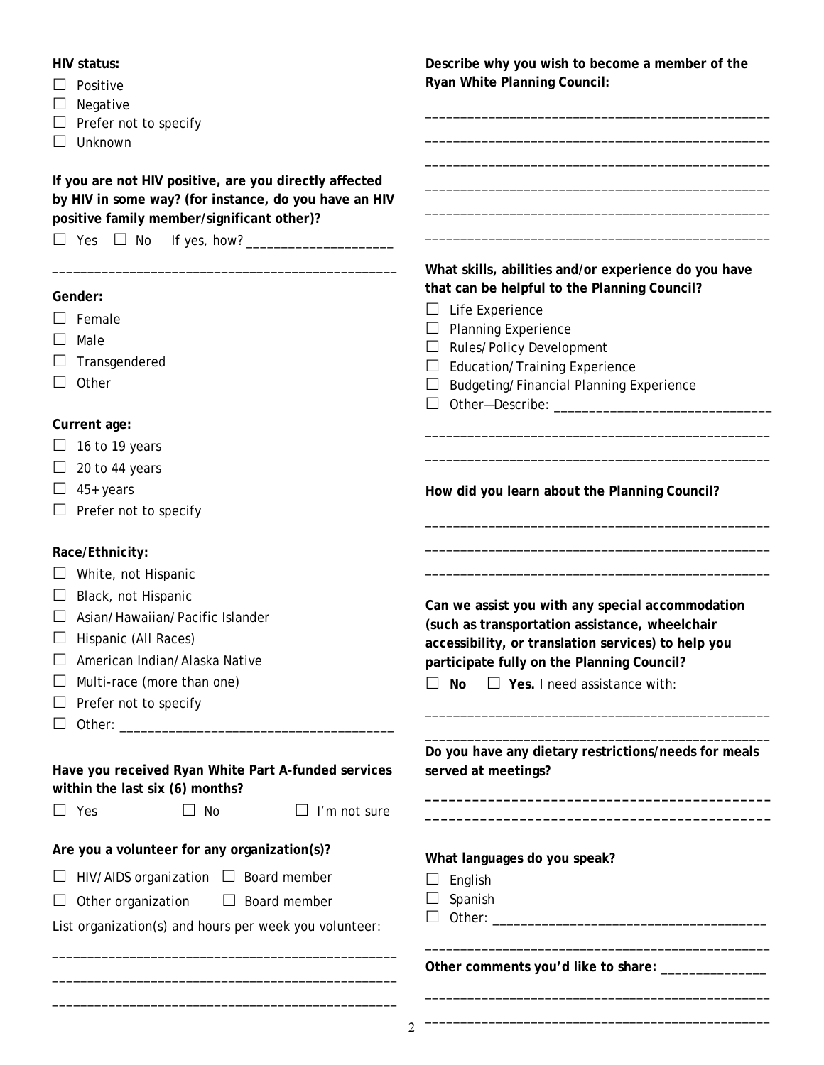**HIV status:**

- ☐ Positive
- ☐ Negative
- ☐ Prefer not to specify
- ☐ Unknown

**If you are not HIV positive, are you directly affected by HIV in some way? (for instance, do you have an HIV positive family member/significant other)?**

☐ Yes ☐ No If yes, how? ____________________

__________________________________________________

**Gender:**

- ☐ Female
- ☐ Male
- ☐ Transgendered
- ☐ Other

**Current age:**

- ☐ 16 to 19 years
- ☐ 20 to 44 years
- ☐ 45+ years
- ☐ Prefer not to specify

**Race/Ethnicity:**

- ☐ White, not Hispanic
- ☐ Black, not Hispanic
- ☐ Asian/Hawaiian/Pacific Islander
- ☐ Hispanic (All Races)
- ☐ American Indian/Alaska Native
- ☐ Multi-race (more than one)
- ☐ Prefer not to specify
- ☐ Other: ____________________________________

**Have you received Ryan White Part A-funded services within the last six (6) months?**

☐ Yes ☐ No ☐ I'm not sure

**Are you a volunteer for any organization(s)?**

☐ HIV/AIDS organization ☐ Board member

☐ Other organization ☐ Board member

List organization(s) and hours per week you volunteer:

__________________________________________________

__________________________________________________

__________________________________________________

**Describe why you wish to become a member of the Ryan White Planning Council:**

__________________________________________________

__________________________________________________

__________________________________________________

__________________________________________________

__________________________________________________

__________________________________________________

**What skills, abilities and/or experience do you have that can be helpful to the Planning Council?**

- ☐ Life Experience
- ☐ Planning Experience
- ☐ Rules/Policy Development
- ☐ Education/Training Experience
- ☐ Budgeting/Financial Planning Experience
- ☐ Other—Describe: ______________________________

__________________________________________________

__________________________________________________

**How did you learn about the Planning Council?**

__________________________________________________

__________________________________________________

__________________________________________________

**Can we assist you with any special accommodation (such as transportation assistance, wheelchair accessibility, or translation services) to help you participate fully on the Planning Council?**

☐ **No** ☐ **Yes.** I need assistance with:

__________________________________________________

__________________________________________________

**Do you have any dietary restrictions/needs for meals served at meetings?**

__________________________________________________

__________________________________________________

**What languages do you speak?**

- ☐ English
- ☐ Spanish
- ☐ Other: ______________________________________

__________________________________________________

**Other comments you'd like to share:** _______________

__________________________________________________

__________________________________________________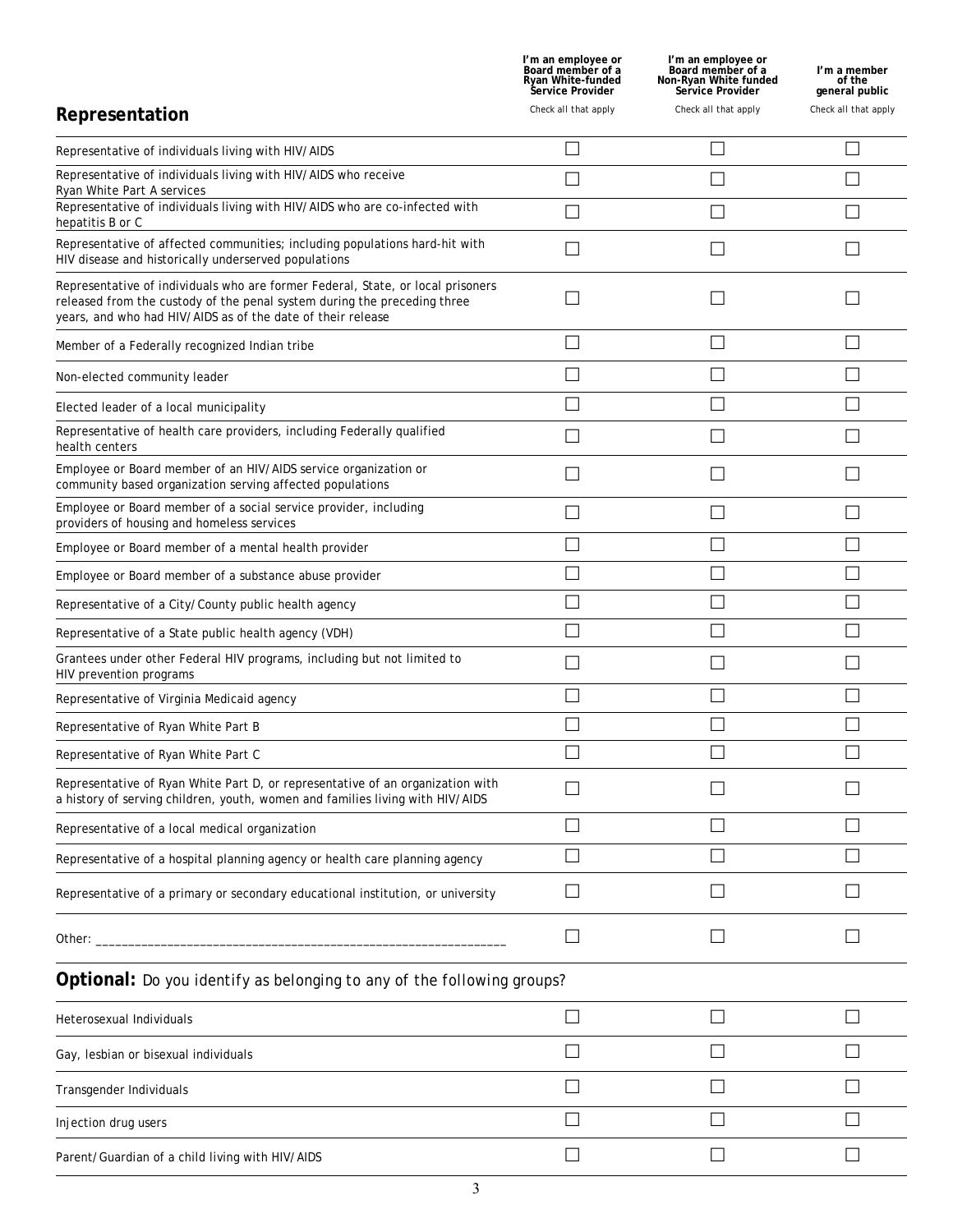| Representation | I'm an employee or Board member of a Ryan White-funded Service Provider (Check all that apply) | I'm an employee or Board member of a Non-Ryan White funded Service Provider (Check all that apply) | I'm a member of the general public (Check all that apply) |
|---|---|---|---|
| Representative of individuals living with HIV/AIDS | ☐ | ☐ | ☐ |
| Representative of individuals living with HIV/AIDS who receive Ryan White Part A services | ☐ | ☐ | ☐ |
| Representative of individuals living with HIV/AIDS who are co-infected with hepatitis B or C | ☐ | ☐ | ☐ |
| Representative of affected communities; including populations hard-hit with HIV disease and historically underserved populations | ☐ | ☐ | ☐ |
| Representative of individuals who are former Federal, State, or local prisoners released from the custody of the penal system during the preceding three years, and who had HIV/AIDS as of the date of their release | ☐ | ☐ | ☐ |
| Member of a Federally recognized Indian tribe | ☐ | ☐ | ☐ |
| Non-elected community leader | ☐ | ☐ | ☐ |
| Elected leader of a local municipality | ☐ | ☐ | ☐ |
| Representative of health care providers, including Federally qualified health centers | ☐ | ☐ | ☐ |
| Employee or Board member of an HIV/AIDS service organization or community based organization serving affected populations | ☐ | ☐ | ☐ |
| Employee or Board member of a social service provider, including providers of housing and homeless services | ☐ | ☐ | ☐ |
| Employee or Board member of a mental health provider | ☐ | ☐ | ☐ |
| Employee or Board member of a substance abuse provider | ☐ | ☐ | ☐ |
| Representative of a City/County public health agency | ☐ | ☐ | ☐ |
| Representative of a State public health agency (VDH) | ☐ | ☐ | ☐ |
| Grantees under other Federal HIV programs, including but not limited to HIV prevention programs | ☐ | ☐ | ☐ |
| Representative of Virginia Medicaid agency | ☐ | ☐ | ☐ |
| Representative of Ryan White Part B | ☐ | ☐ | ☐ |
| Representative of Ryan White Part C | ☐ | ☐ | ☐ |
| Representative of Ryan White Part D, or representative of an organization with a history of serving children, youth, women and families living with HIV/AIDS | ☐ | ☐ | ☐ |
| Representative of a local medical organization | ☐ | ☐ | ☐ |
| Representative of a hospital planning agency or health care planning agency | ☐ | ☐ | ☐ |
| Representative of a primary or secondary educational institution, or university | ☐ | ☐ | ☐ |
| Other: ______________________________________________________________ | ☐ | ☐ | ☐ |

**Optional:** *Do you identify as belonging to any of the following groups?*

| | | | |
|---|---|---|---|
| Heterosexual Individuals | ☐ | ☐ | ☐ |
| Gay, lesbian or bisexual individuals | ☐ | ☐ | ☐ |
| Transgender Individuals | ☐ | ☐ | ☐ |
| Injection drug users | ☐ | ☐ | ☐ |
| Parent/Guardian of a child living with HIV/AIDS | ☐ | ☐ | ☐ |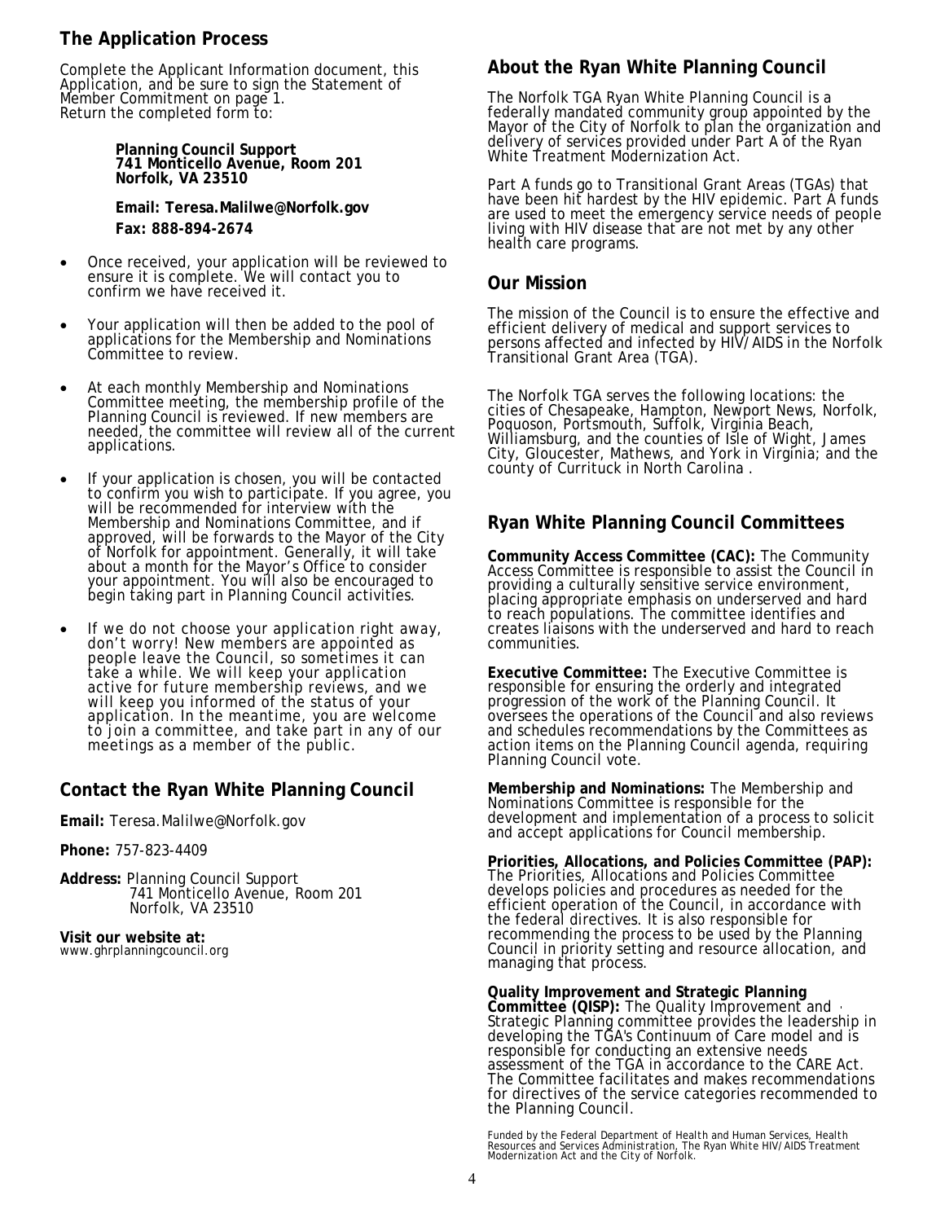## The Application Process

Complete the Applicant Information document, this Application, and be sure to sign the Statement of Member Commitment on page 1.
Return the completed form to:

> **Planning Council Support**
> **741 Monticello Avenue, Room 201**
> **Norfolk, VA 23510**
>
> **Email: Teresa.Malilwe@Norfolk.gov**
>
> **Fax: 888-894-2674**

- Once received, your application will be reviewed to ensure it is complete. We will contact you to confirm we have received it.
- Your application will then be added to the pool of applications for the Membership and Nominations Committee to review.
- At each monthly Membership and Nominations Committee meeting, the membership profile of the Planning Council is reviewed. If new members are needed, the committee will review all of the current applications.
- If your application is chosen, you will be contacted to confirm you wish to participate. If you agree, you will be recommended for interview with the Membership and Nominations Committee, and if approved, will be forwards to the Mayor of the City of Norfolk for appointment. Generally, it will take about a month for the Mayor's Office to consider your appointment. You will also be encouraged to begin taking part in Planning Council activities.
- If we do not choose your application right away, don't worry! New members are appointed as people leave the Council, so sometimes it can take a while. We will keep your application active for future membership reviews, and we will keep you informed of the status of your application. In the meantime, you are welcome to join a committee, and take part in any of our meetings as a member of the public.

## Contact the Ryan White Planning Council

**Email:** Teresa.Malilwe@Norfolk.gov

**Phone:** 757-823-4409

**Address:** Planning Council Support
741 Monticello Avenue, Room 201
Norfolk, VA 23510

**Visit our website at:**
www.ghrplanningcouncil.org

## About the Ryan White Planning Council

The Norfolk TGA Ryan White Planning Council is a federally mandated community group appointed by the Mayor of the City of Norfolk to plan the organization and delivery of services provided under Part A of the Ryan White Treatment Modernization Act.

Part A funds go to Transitional Grant Areas (TGAs) that have been hit hardest by the HIV epidemic. Part A funds are used to meet the emergency service needs of people living with HIV disease that are not met by any other health care programs.

## Our Mission

The mission of the Council is to ensure the effective and efficient delivery of medical and support services to persons affected and infected by HIV/AIDS in the Norfolk Transitional Grant Area (TGA).

The Norfolk TGA serves the following locations: the cities of Chesapeake, Hampton, Newport News, Norfolk, Poquoson, Portsmouth, Suffolk, Virginia Beach, Williamsburg, and the counties of Isle of Wight, James City, Gloucester, Mathews, and York in Virginia; and the county of Currituck in North Carolina .

## Ryan White Planning Council Committees

**Community Access Committee (CAC):** The Community Access Committee is responsible to assist the Council in providing a culturally sensitive service environment, placing appropriate emphasis on underserved and hard to reach populations. The committee identifies and creates liaisons with the underserved and hard to reach communities.

**Executive Committee:** The Executive Committee is responsible for ensuring the orderly and integrated progression of the work of the Planning Council. It oversees the operations of the Council and also reviews and schedules recommendations by the Committees as action items on the Planning Council agenda, requiring Planning Council vote.

**Membership and Nominations:** The Membership and Nominations Committee is responsible for the development and implementation of a process to solicit and accept applications for Council membership.

**Priorities, Allocations, and Policies Committee (PAP):** The Priorities, Allocations and Policies Committee develops policies and procedures as needed for the efficient operation of the Council, in accordance with the federal directives. It is also responsible for recommending the process to be used by the Planning Council in priority setting and resource allocation, and managing that process.

**Quality Improvement and Strategic Planning Committee (QISP):** The Quality Improvement and Strategic Planning committee provides the leadership in developing the TGA's Continuum of Care model and is responsible for conducting an extensive needs assessment of the TGA in accordance to the CARE Act. The Committee facilitates and makes recommendations for directives of the service categories recommended to the Planning Council.

*Funded by the Federal Department of Health and Human Services, Health Resources and Services Administration, The Ryan White HIV/AIDS Treatment Modernization Act and the City of Norfolk.*